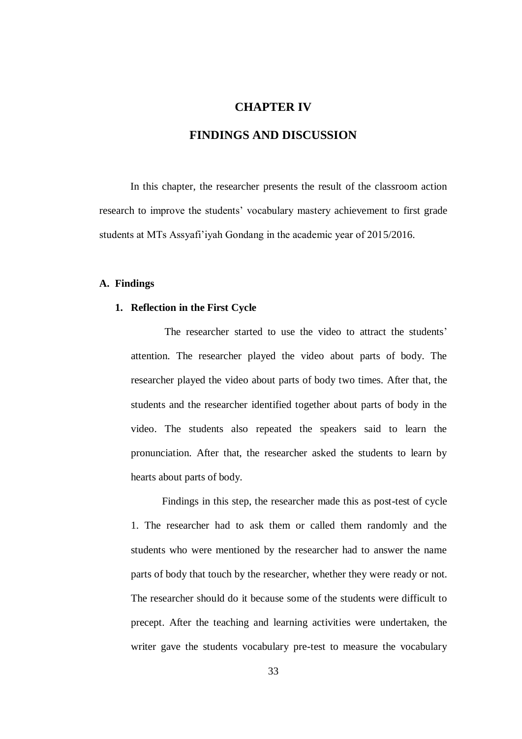# CHAPTER IV

# FINDINGS AND DISCUSSION

In this chapter, the researcher presents the result of the classroom action research to improve the students' vocabulary mastery achievement to first grade students at MTs Assyafi'iyah Gondang in the academic year of 2015/2016.

## A. Findings

### 1. Reflection in the First Cycle

The researcher started to use the video to attract the students' attention. The researcher played the video about parts of body. The researcher played the video about parts of body two times. After that, the students and the researcher identified together about parts of body in the video. The students also repeated the speakers said to learn the pronunciation. After that, the researcher asked the students to learn by hearts about parts of body.

Findings in this step, the researcher made this as post-test of cycle 1. The researcher had to ask them or called them randomly and the students who were mentioned by the researcher had to answer the name parts of body that touch by the researcher, whether they were ready or not. The researcher should do it because some of the students were difficult to precept. After the teaching and learning activities were undertaken, the writer gave the students vocabulary pre-test to measure the vocabulary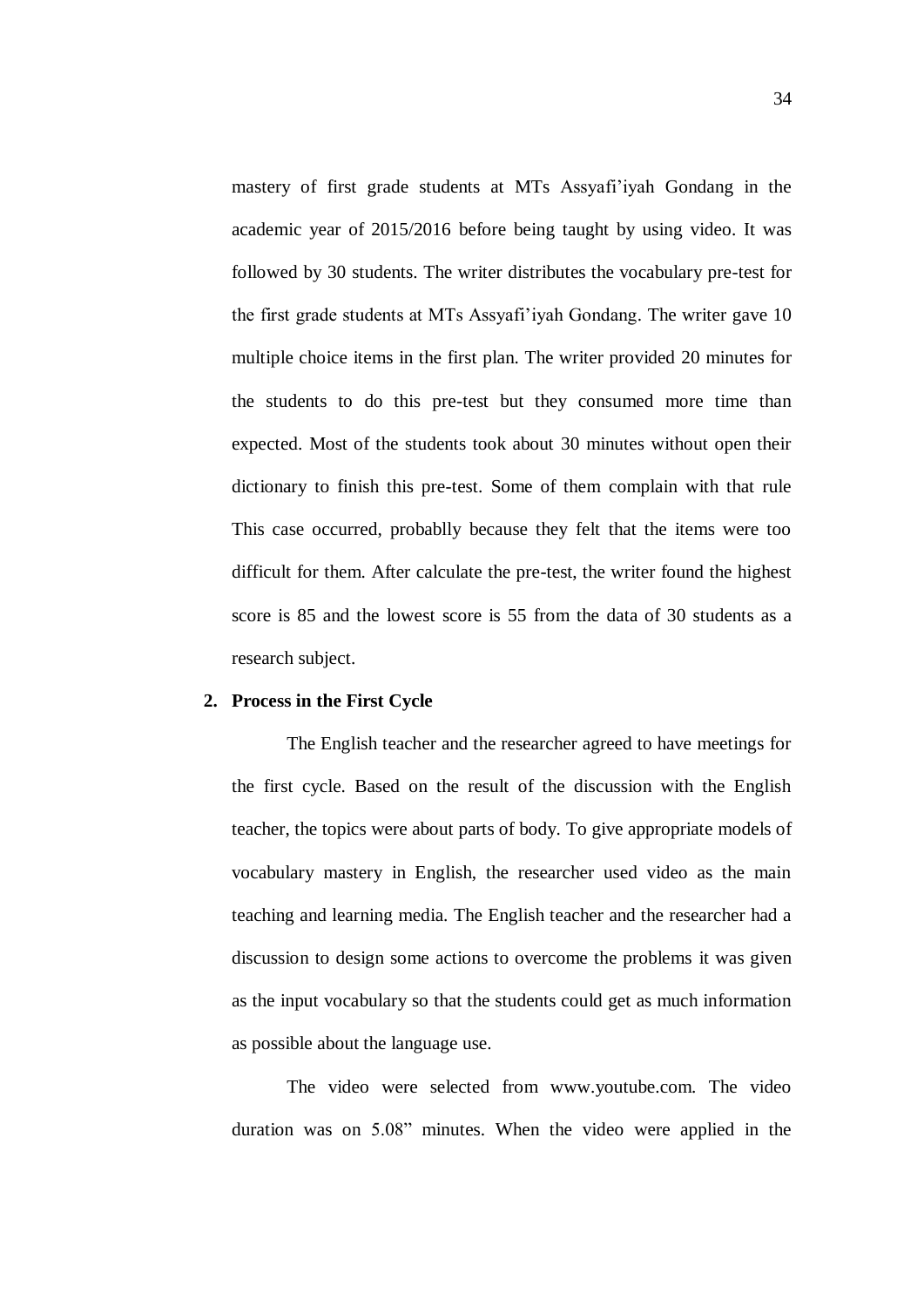mastery of first grade students at MTs Assyafi'iyah Gondang in the academic year of 2015/2016 before being taught by using video. It was followed by 30 students. The writer distributes the vocabulary pre-test for the first grade students at MTs Assyafi'iyah Gondang. The writer gave 10 multiple choice items in the first plan. The writer provided 20 minutes for the students to do this pre-test but they consumed more time than expected. Most of the students took about 30 minutes without open their dictionary to finish this pre-test. Some of them complain with that rule This case occurred, probablly because they felt that the items were too difficult for them. After calculate the pre-test, the writer found the highest score is 85 and the lowest score is 55 from the data of 30 students as a research subject.

**2. Process in the First Cycle**

The English teacher and the researcher agreed to have meetings for the first cycle. Based on the result of the discussion with the English teacher, the topics were about parts of body. To give appropriate models of vocabulary mastery in English, the researcher used video as the main teaching and learning media. The English teacher and the researcher had a discussion to design some actions to overcome the problems it was given as the input vocabulary so that the students could get as much information as possible about the language use.

The video were selected from www.youtube.com. The video duration was on 5.08" minutes. When the video were applied in the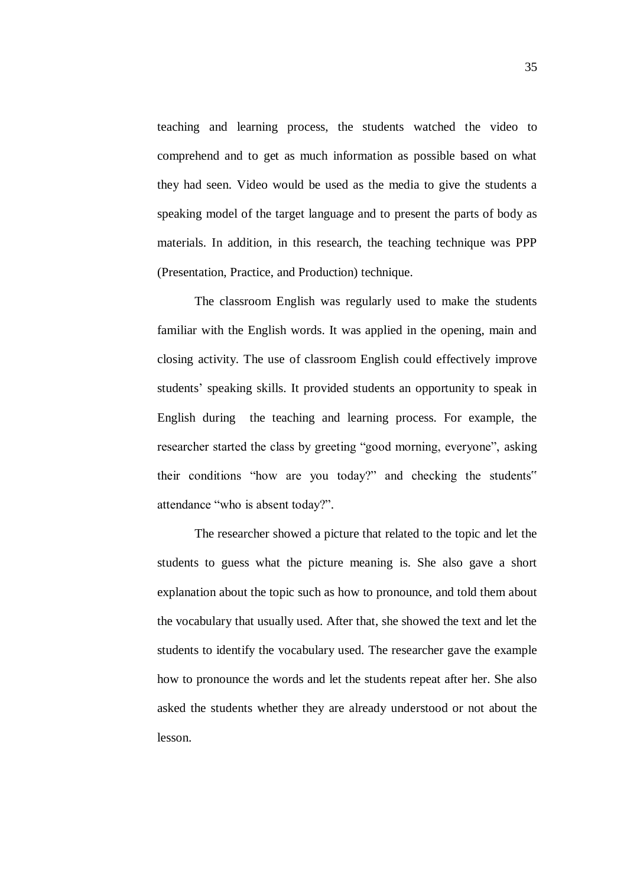teaching and learning process, the students watched the video to comprehend and to get as much information as possible based on what they had seen. Video would be used as the media to give the students a speaking model of the target language and to present the parts of body as materials. In addition, in this research, the teaching technique was PPP (Presentation, Practice, and Production) technique.

The classroom English was regularly used to make the students familiar with the English words. It was applied in the opening, main and closing activity. The use of classroom English could effectively improve students' speaking skills. It provided students an opportunity to speak in English during the teaching and learning process. For example, the researcher started the class by greeting "good morning, everyone", asking their conditions "how are you today?" and checking the students" attendance "who is absent today?".

The researcher showed a picture that related to the topic and let the students to guess what the picture meaning is. She also gave a short explanation about the topic such as how to pronounce, and told them about the vocabulary that usually used. After that, she showed the text and let the students to identify the vocabulary used. The researcher gave the example how to pronounce the words and let the students repeat after her. She also asked the students whether they are already understood or not about the lesson.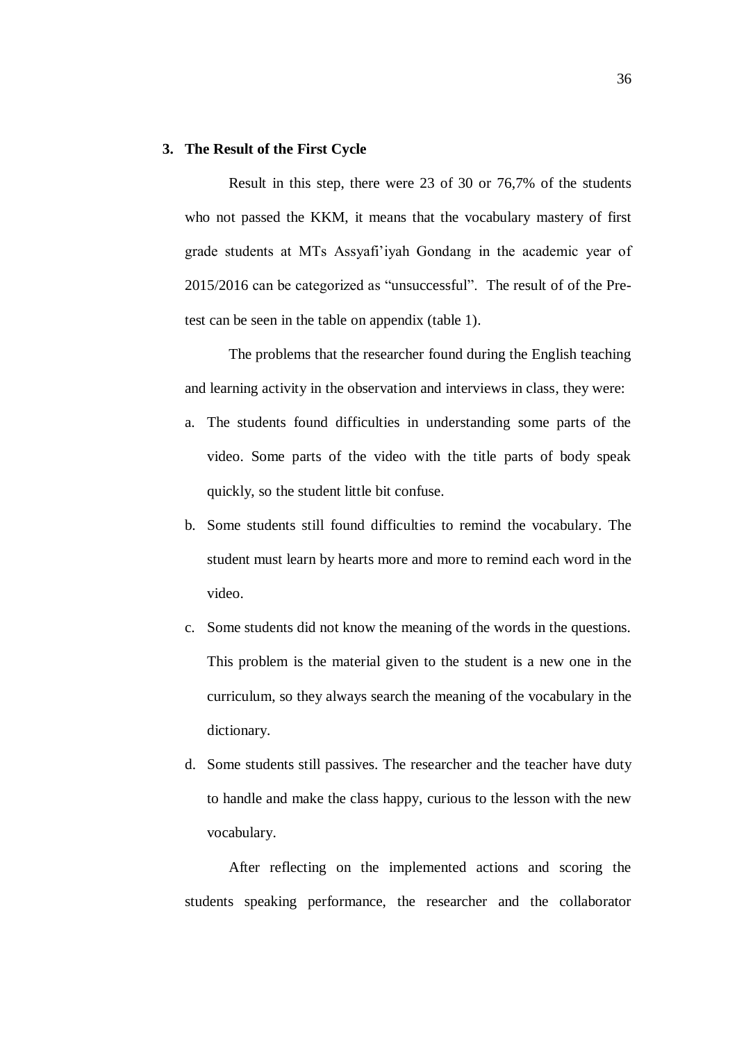### 3. The Result of the First Cycle

Result in this step, there were 23 of 30 or 76,7% of the students who not passed the KKM, it means that the vocabulary mastery of first grade students at MTs Assyafi'iyah Gondang in the academic year of 2015/2016 can be categorized as "unsuccessful". The result of of the Pre-test can be seen in the table on appendix (table 1).

The problems that the researcher found during the English teaching and learning activity in the observation and interviews in class, they were:

a. The students found difficulties in understanding some parts of the video. Some parts of the video with the title parts of body speak quickly, so the student little bit confuse.

b. Some students still found difficulties to remind the vocabulary. The student must learn by hearts more and more to remind each word in the video.

c. Some students did not know the meaning of the words in the questions. This problem is the material given to the student is a new one in the curriculum, so they always search the meaning of the vocabulary in the dictionary.

d. Some students still passives. The researcher and the teacher have duty to handle and make the class happy, curious to the lesson with the new vocabulary.

After reflecting on the implemented actions and scoring the students speaking performance, the researcher and the collaborator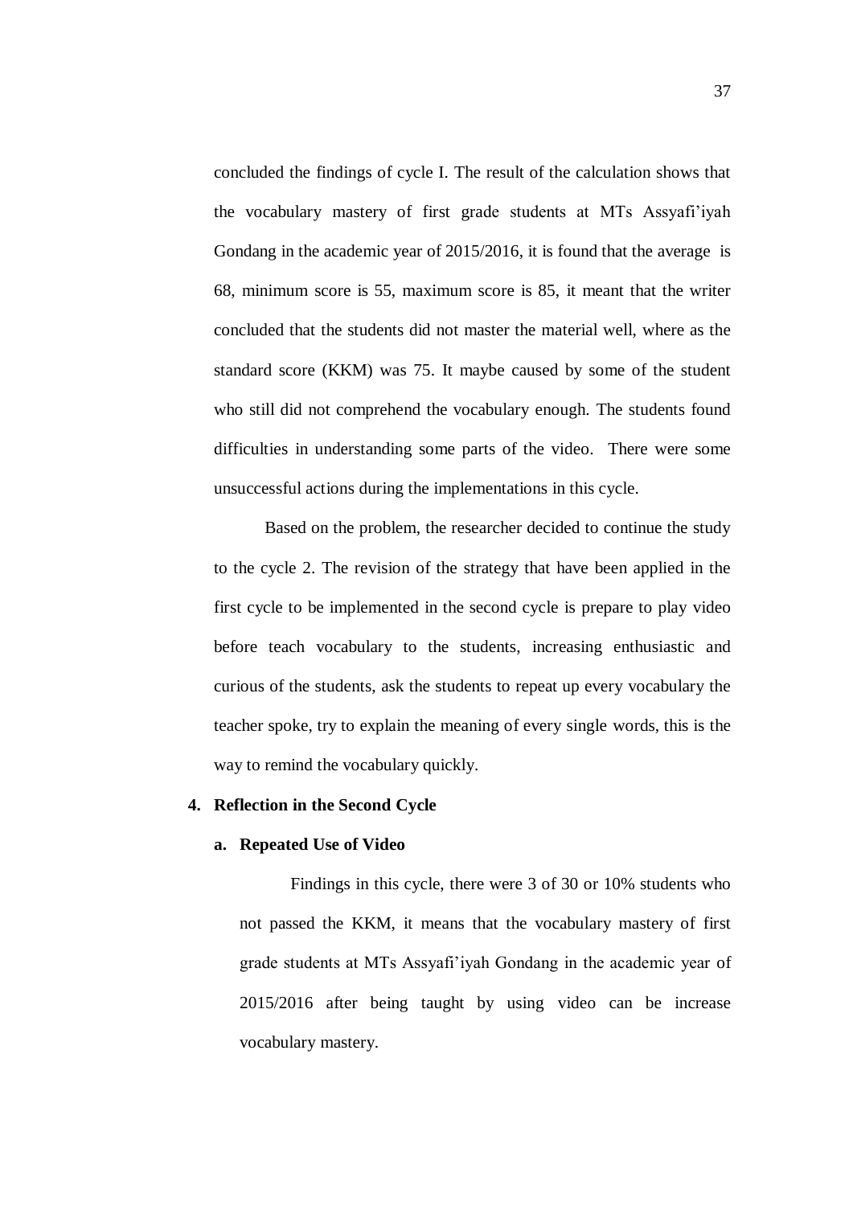concluded the findings of cycle I. The result of the calculation shows that the vocabulary mastery of first grade students at MTs Assyafi'iyah Gondang in the academic year of 2015/2016, it is found that the average is 68, minimum score is 55, maximum score is 85, it meant that the writer concluded that the students did not master the material well, where as the standard score (KKM) was 75. It maybe caused by some of the student who still did not comprehend the vocabulary enough. The students found difficulties in understanding some parts of the video. There were some unsuccessful actions during the implementations in this cycle.

Based on the problem, the researcher decided to continue the study to the cycle 2. The revision of the strategy that have been applied in the first cycle to be implemented in the second cycle is prepare to play video before teach vocabulary to the students, increasing enthusiastic and curious of the students, ask the students to repeat up every vocabulary the teacher spoke, try to explain the meaning of every single words, this is the way to remind the vocabulary quickly.

**4. Reflection in the Second Cycle**

**a. Repeated Use of Video**

Findings in this cycle, there were 3 of 30 or 10% students who not passed the KKM, it means that the vocabulary mastery of first grade students at MTs Assyafi'iyah Gondang in the academic year of 2015/2016 after being taught by using video can be increase vocabulary mastery.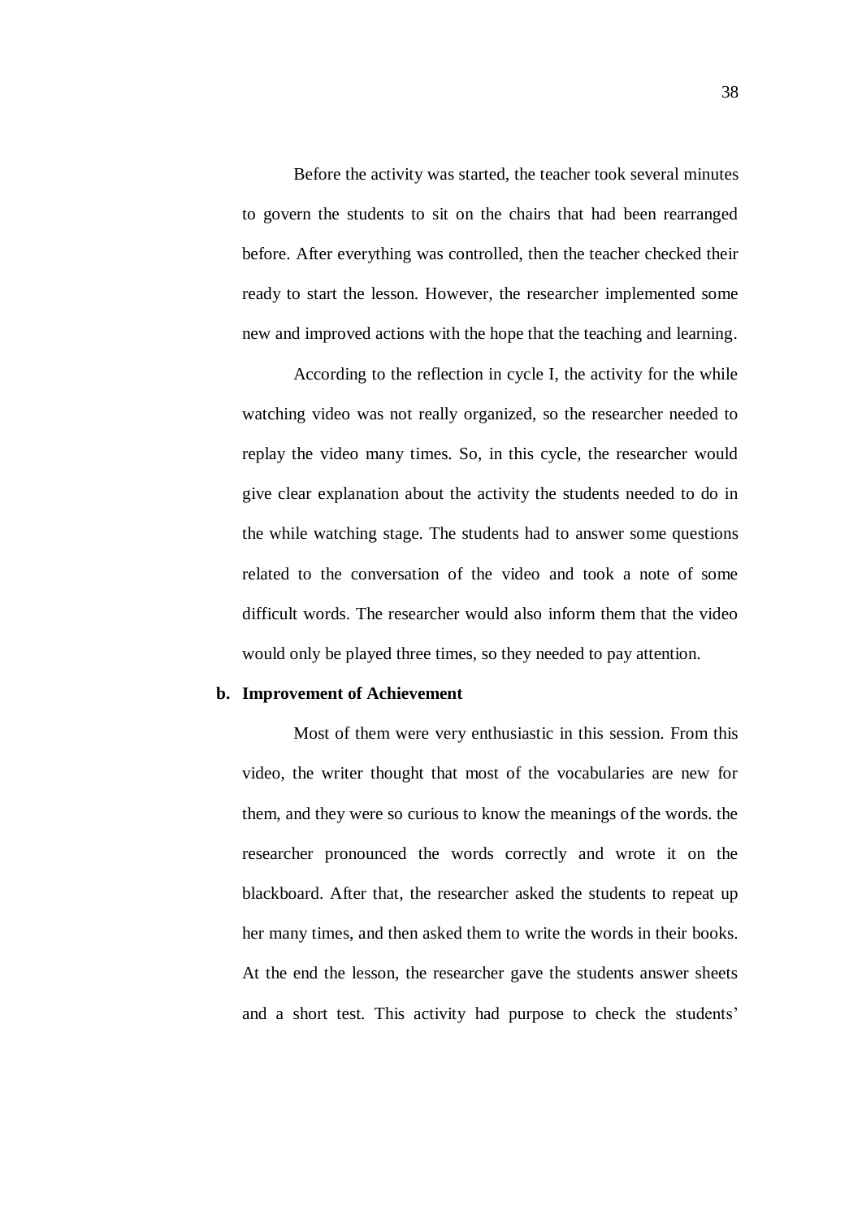Before the activity was started, the teacher took several minutes to govern the students to sit on the chairs that had been rearranged before. After everything was controlled, then the teacher checked their ready to start the lesson. However, the researcher implemented some new and improved actions with the hope that the teaching and learning.

According to the reflection in cycle I, the activity for the while watching video was not really organized, so the researcher needed to replay the video many times. So, in this cycle, the researcher would give clear explanation about the activity the students needed to do in the while watching stage. The students had to answer some questions related to the conversation of the video and took a note of some difficult words. The researcher would also inform them that the video would only be played three times, so they needed to pay attention.

**b. Improvement of Achievement**

Most of them were very enthusiastic in this session. From this video, the writer thought that most of the vocabularies are new for them, and they were so curious to know the meanings of the words. the researcher pronounced the words correctly and wrote it on the blackboard. After that, the researcher asked the students to repeat up her many times, and then asked them to write the words in their books. At the end the lesson, the researcher gave the students answer sheets and a short test. This activity had purpose to check the students'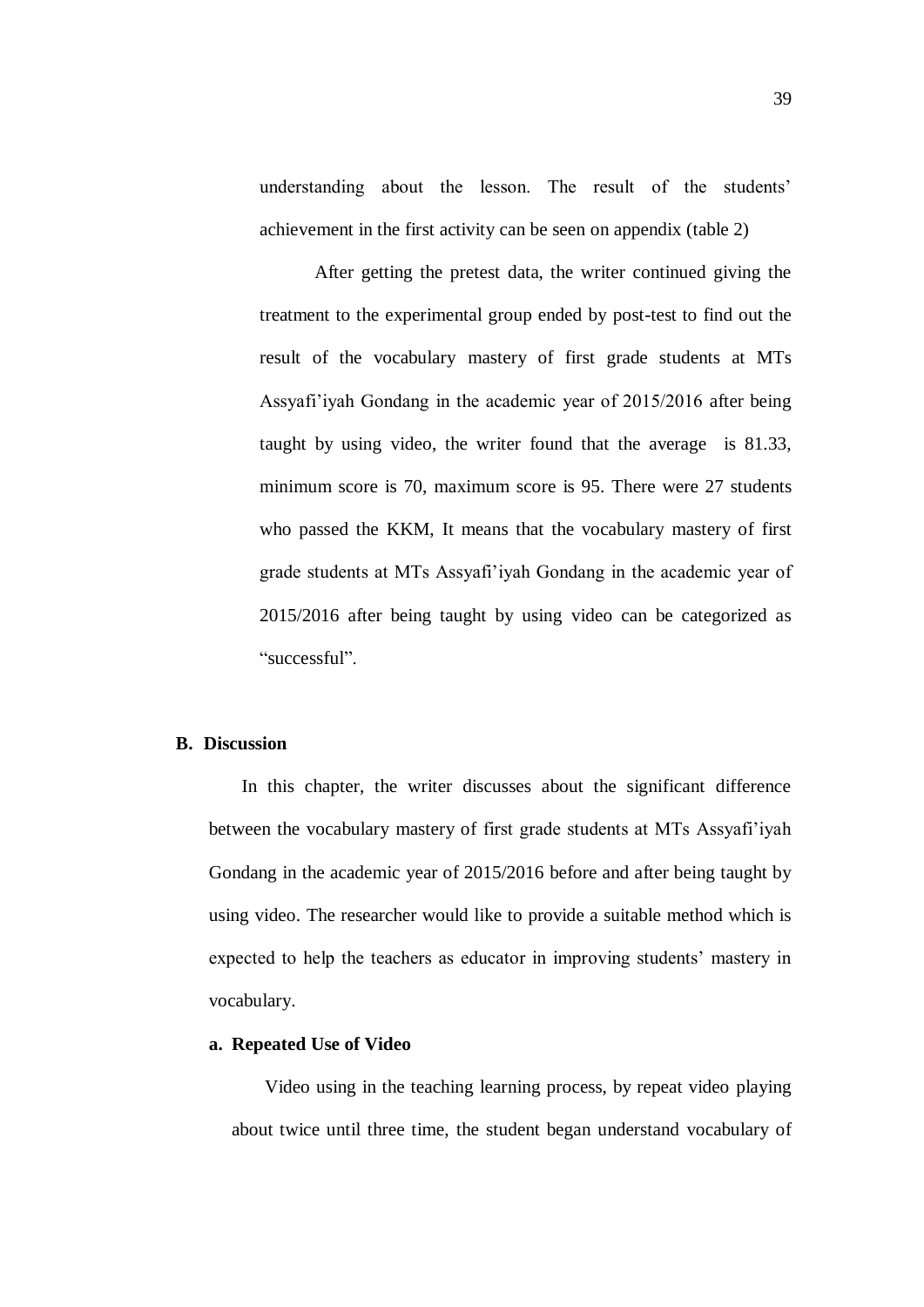understanding about the lesson. The result of the students' achievement in the first activity can be seen on appendix (table 2)

After getting the pretest data, the writer continued giving the treatment to the experimental group ended by post-test to find out the result of the vocabulary mastery of first grade students at MTs Assyafi'iyah Gondang in the academic year of 2015/2016 after being taught by using video, the writer found that the average is 81.33, minimum score is 70, maximum score is 95. There were 27 students who passed the KKM, It means that the vocabulary mastery of first grade students at MTs Assyafi'iyah Gondang in the academic year of 2015/2016 after being taught by using video can be categorized as "successful".

## B. Discussion

In this chapter, the writer discusses about the significant difference between the vocabulary mastery of first grade students at MTs Assyafi'iyah Gondang in the academic year of 2015/2016 before and after being taught by using video. The researcher would like to provide a suitable method which is expected to help the teachers as educator in improving students' mastery in vocabulary.

### a. Repeated Use of Video

Video using in the teaching learning process, by repeat video playing about twice until three time, the student began understand vocabulary of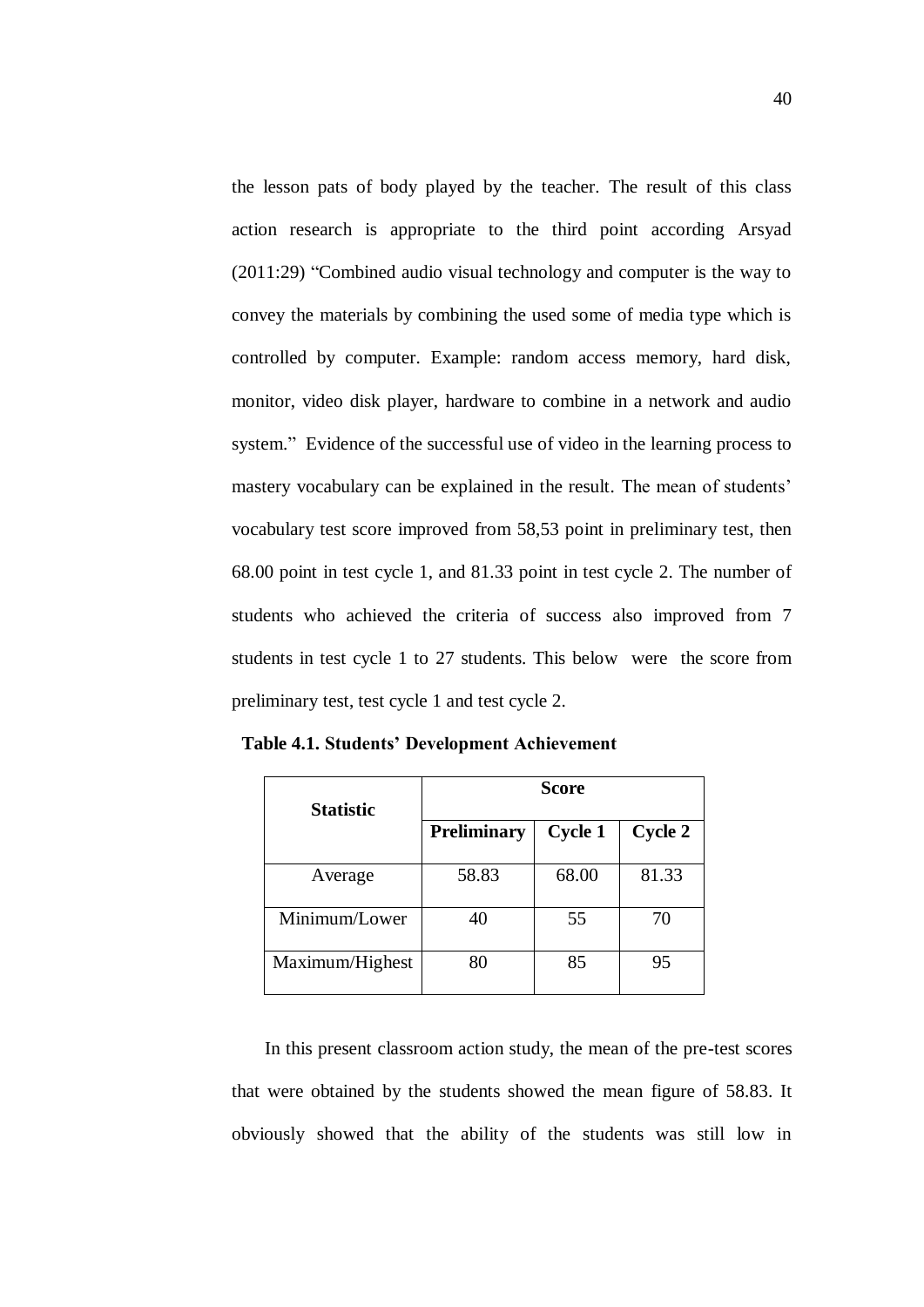the lesson pats of body played by the teacher. The result of this class action research is appropriate to the third point according Arsyad (2011:29) "Combined audio visual technology and computer is the way to convey the materials by combining the used some of media type which is controlled by computer. Example: random access memory, hard disk, monitor, video disk player, hardware to combine in a network and audio system." Evidence of the successful use of video in the learning process to mastery vocabulary can be explained in the result. The mean of students' vocabulary test score improved from 58,53 point in preliminary test, then 68.00 point in test cycle 1, and 81.33 point in test cycle 2. The number of students who achieved the criteria of success also improved from 7 students in test cycle 1 to 27 students. This below were the score from preliminary test, test cycle 1 and test cycle 2.

**Table 4.1. Students' Development Achievement**

| **Statistic** | **Score** | | |
|---|---|---|---|
| | **Preliminary** | **Cycle 1** | **Cycle 2** |
| Average | 58.83 | 68.00 | 81.33 |
| Minimum/Lower | 40 | 55 | 70 |
| Maximum/Highest | 80 | 85 | 95 |

In this present classroom action study, the mean of the pre-test scores that were obtained by the students showed the mean figure of 58.83. It obviously showed that the ability of the students was still low in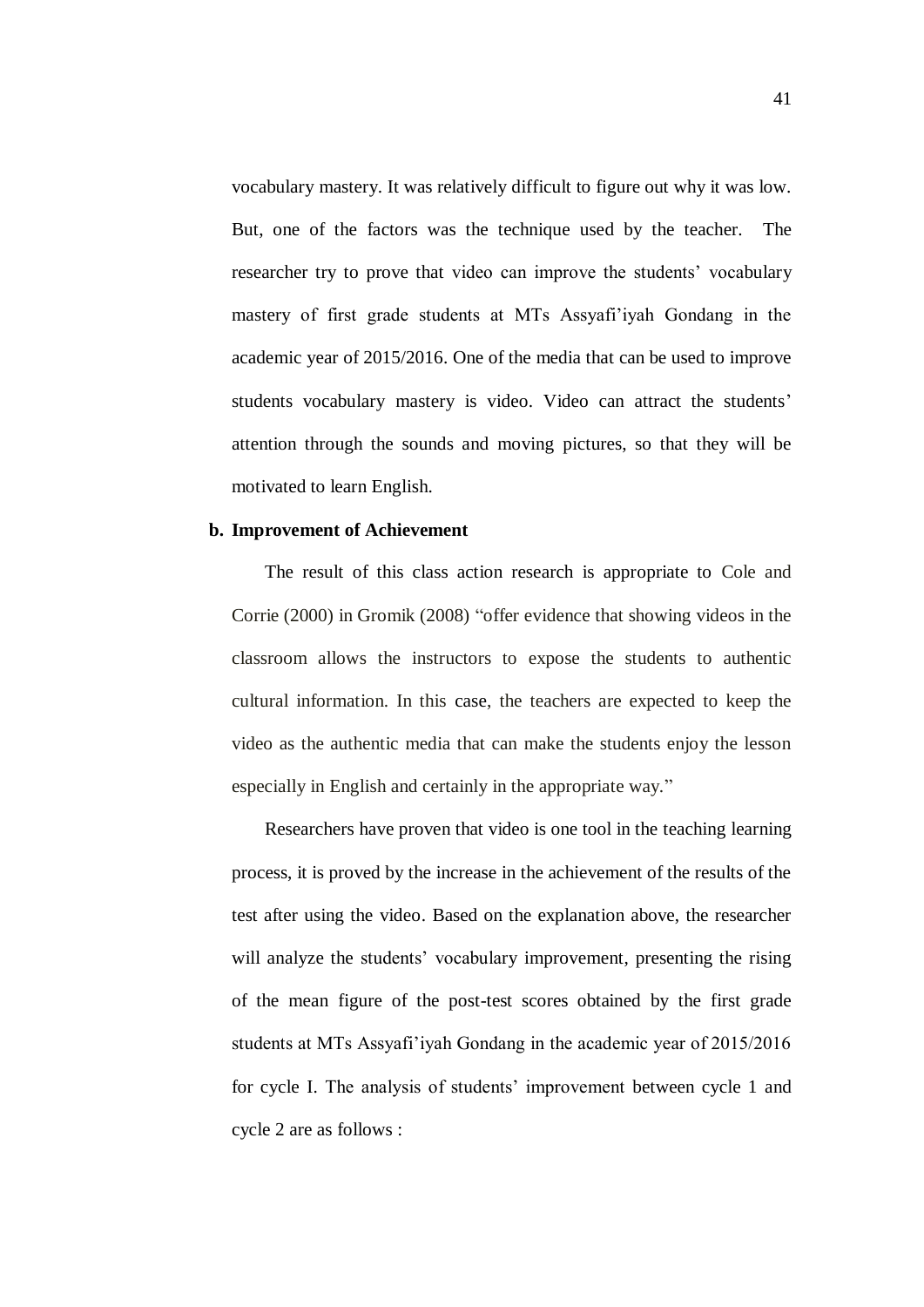vocabulary mastery. It was relatively difficult to figure out why it was low. But, one of the factors was the technique used by the teacher. The researcher try to prove that video can improve the students' vocabulary mastery of first grade students at MTs Assyafi'iyah Gondang in the academic year of 2015/2016. One of the media that can be used to improve students vocabulary mastery is video. Video can attract the students' attention through the sounds and moving pictures, so that they will be motivated to learn English.

**b. Improvement of Achievement**

The result of this class action research is appropriate to Cole and Corrie (2000) in Gromik (2008) "offer evidence that showing videos in the classroom allows the instructors to expose the students to authentic cultural information. In this case, the teachers are expected to keep the video as the authentic media that can make the students enjoy the lesson especially in English and certainly in the appropriate way."

Researchers have proven that video is one tool in the teaching learning process, it is proved by the increase in the achievement of the results of the test after using the video. Based on the explanation above, the researcher will analyze the students' vocabulary improvement, presenting the rising of the mean figure of the post-test scores obtained by the first grade students at MTs Assyafi'iyah Gondang in the academic year of 2015/2016 for cycle I. The analysis of students' improvement between cycle 1 and cycle 2 are as follows :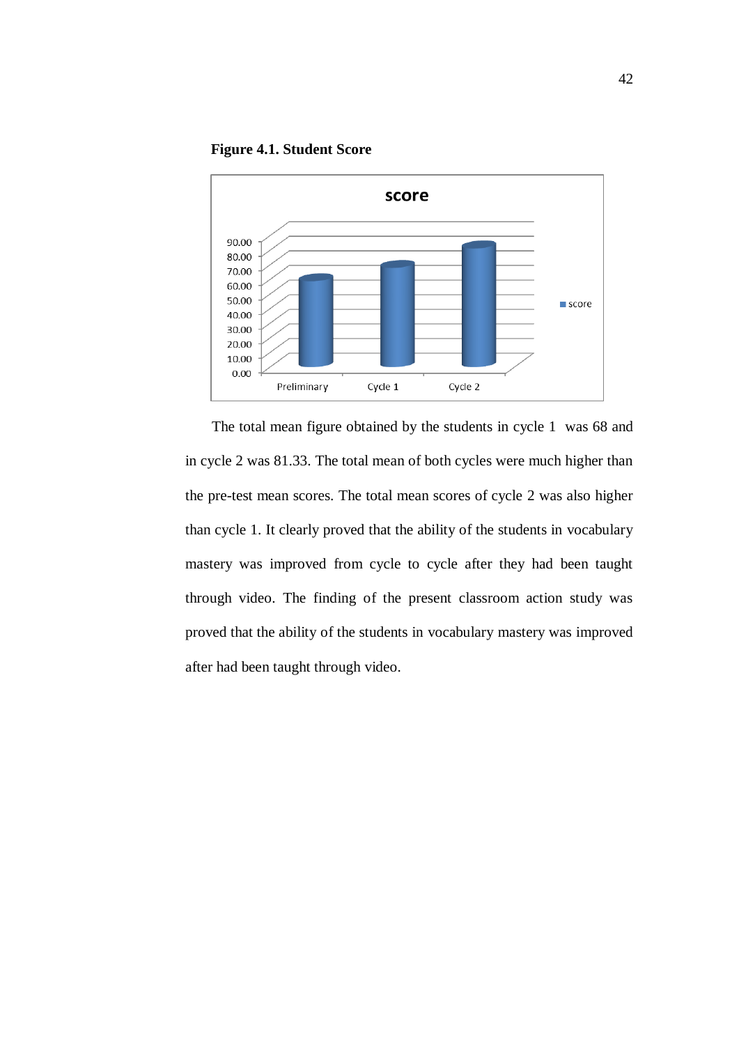**Figure 4.1. Student Score**

score

90.00
80.00
70.00
60.00
50.00
40.00
30.00
20.00
10.00
0.00

Preliminary
Cycle 1
Cycle 2

score

The total mean figure obtained by the students in cycle 1 was 68 and in cycle 2 was 81.33. The total mean of both cycles were much higher than the pre-test mean scores. The total mean scores of cycle 2 was also higher than cycle 1. It clearly proved that the ability of the students in vocabulary mastery was improved from cycle to cycle after they had been taught through video. The finding of the present classroom action study was proved that the ability of the students in vocabulary mastery was improved after had been taught through video.